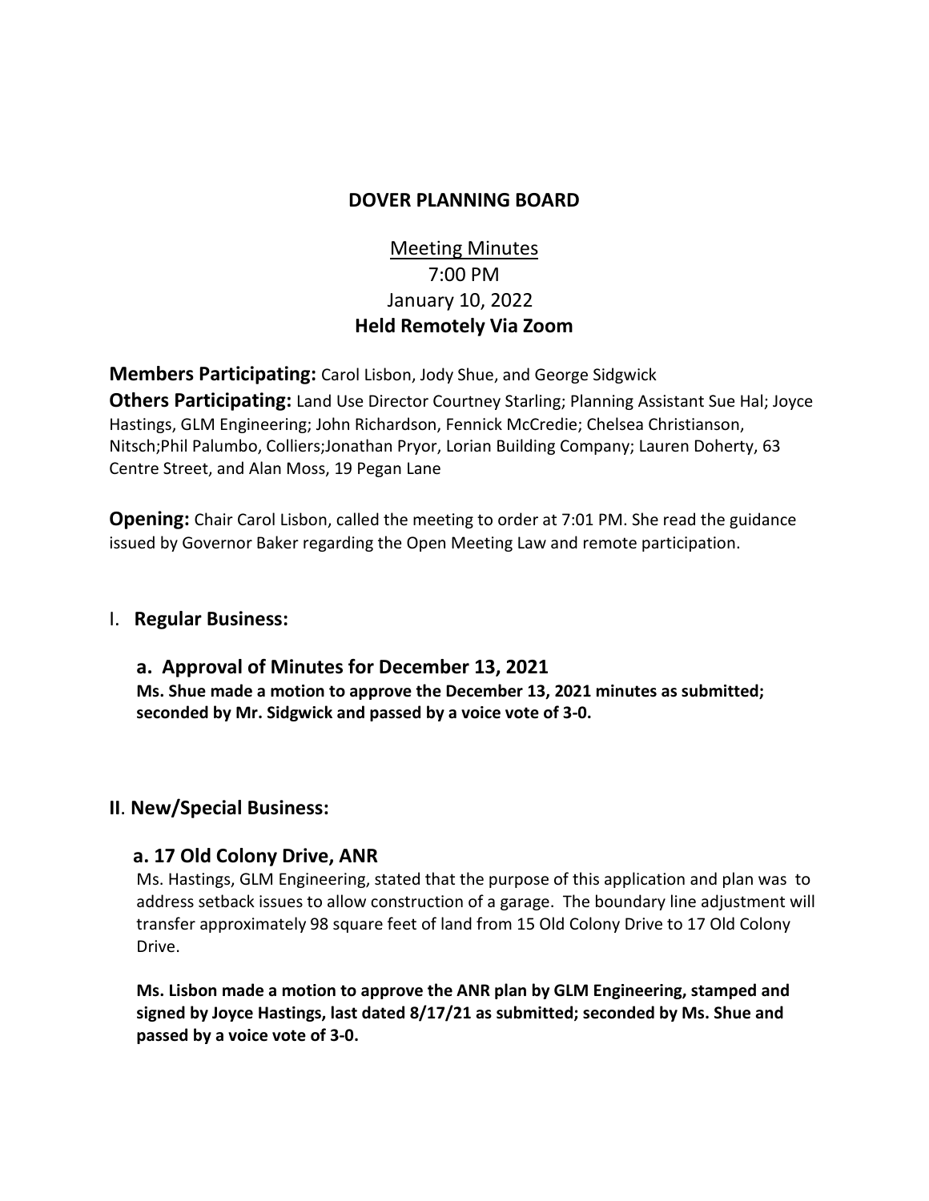# DOVER PLANNING BOARD

Meeting Minutes
7:00 PM
January 10, 2022
**Held Remotely Via Zoom**

**Members Participating:** Carol Lisbon, Jody Shue, and George Sidgwick

**Others Participating:** Land Use Director Courtney Starling; Planning Assistant Sue Hal; Joyce Hastings, GLM Engineering; John Richardson, Fennick McCredie; Chelsea Christianson, Nitsch;Phil Palumbo, Colliers;Jonathan Pryor, Lorian Building Company; Lauren Doherty, 63 Centre Street, and Alan Moss, 19 Pegan Lane

**Opening:** Chair Carol Lisbon, called the meeting to order at 7:01 PM. She read the guidance issued by Governor Baker regarding the Open Meeting Law and remote participation.

## I. Regular Business:

### a. Approval of Minutes for December 13, 2021

**Ms. Shue made a motion to approve the December 13, 2021 minutes as submitted; seconded by Mr. Sidgwick and passed by a voice vote of 3-0.**

## II. New/Special Business:

### a. 17 Old Colony Drive, ANR

Ms. Hastings, GLM Engineering, stated that the purpose of this application and plan was to address setback issues to allow construction of a garage. The boundary line adjustment will transfer approximately 98 square feet of land from 15 Old Colony Drive to 17 Old Colony Drive.

**Ms. Lisbon made a motion to approve the ANR plan by GLM Engineering, stamped and signed by Joyce Hastings, last dated 8/17/21 as submitted; seconded by Ms. Shue and passed by a voice vote of 3-0.**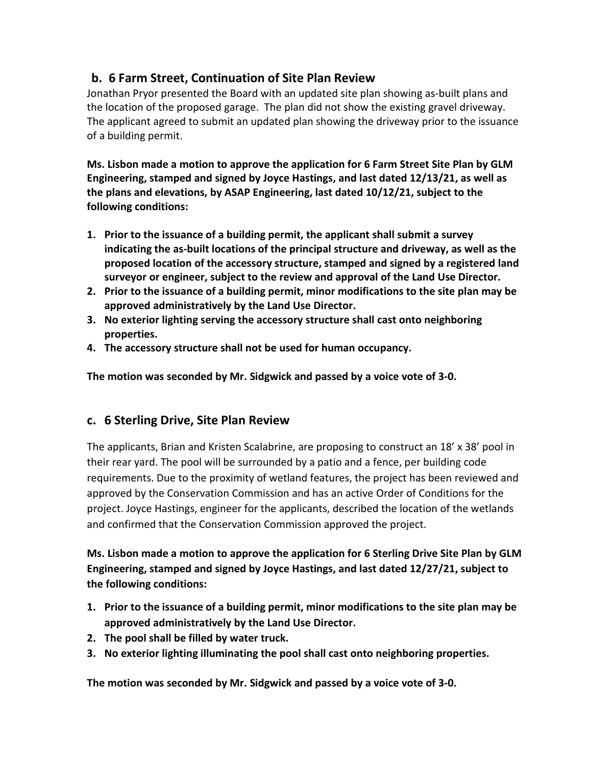## b. 6 Farm Street, Continuation of Site Plan Review

Jonathan Pryor presented the Board with an updated site plan showing as-built plans and the location of the proposed garage. The plan did not show the existing gravel driveway. The applicant agreed to submit an updated plan showing the driveway prior to the issuance of a building permit.

**Ms. Lisbon made a motion to approve the application for 6 Farm Street Site Plan by GLM Engineering, stamped and signed by Joyce Hastings, and last dated 12/13/21, as well as the plans and elevations, by ASAP Engineering, last dated 10/12/21, subject to the following conditions:**

1. **Prior to the issuance of a building permit, the applicant shall submit a survey indicating the as-built locations of the principal structure and driveway, as well as the proposed location of the accessory structure, stamped and signed by a registered land surveyor or engineer, subject to the review and approval of the Land Use Director.**
2. **Prior to the issuance of a building permit, minor modifications to the site plan may be approved administratively by the Land Use Director.**
3. **No exterior lighting serving the accessory structure shall cast onto neighboring properties.**
4. **The accessory structure shall not be used for human occupancy.**

**The motion was seconded by Mr. Sidgwick and passed by a voice vote of 3-0.**

## c. 6 Sterling Drive, Site Plan Review

The applicants, Brian and Kristen Scalabrine, are proposing to construct an 18' x 38' pool in their rear yard. The pool will be surrounded by a patio and a fence, per building code requirements. Due to the proximity of wetland features, the project has been reviewed and approved by the Conservation Commission and has an active Order of Conditions for the project. Joyce Hastings, engineer for the applicants, described the location of the wetlands and confirmed that the Conservation Commission approved the project.

**Ms. Lisbon made a motion to approve the application for 6 Sterling Drive Site Plan by GLM Engineering, stamped and signed by Joyce Hastings, and last dated 12/27/21, subject to the following conditions:**

1. **Prior to the issuance of a building permit, minor modifications to the site plan may be approved administratively by the Land Use Director.**
2. **The pool shall be filled by water truck.**
3. **No exterior lighting illuminating the pool shall cast onto neighboring properties.**

**The motion was seconded by Mr. Sidgwick and passed by a voice vote of 3-0.**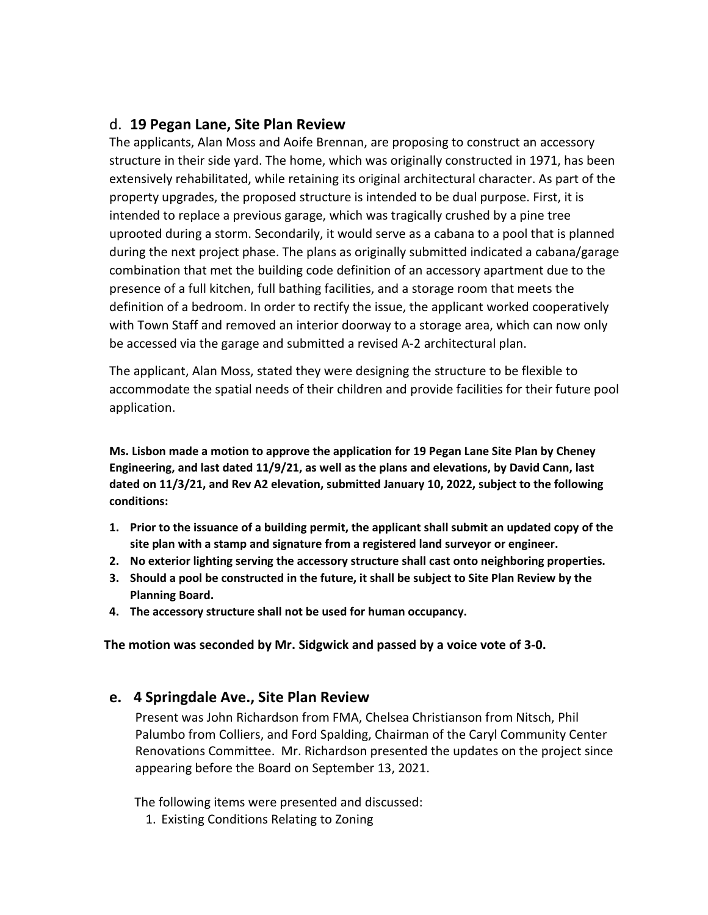## d. **19 Pegan Lane, Site Plan Review**

The applicants, Alan Moss and Aoife Brennan, are proposing to construct an accessory structure in their side yard. The home, which was originally constructed in 1971, has been extensively rehabilitated, while retaining its original architectural character. As part of the property upgrades, the proposed structure is intended to be dual purpose. First, it is intended to replace a previous garage, which was tragically crushed by a pine tree uprooted during a storm. Secondarily, it would serve as a cabana to a pool that is planned during the next project phase. The plans as originally submitted indicated a cabana/garage combination that met the building code definition of an accessory apartment due to the presence of a full kitchen, full bathing facilities, and a storage room that meets the definition of a bedroom. In order to rectify the issue, the applicant worked cooperatively with Town Staff and removed an interior doorway to a storage area, which can now only be accessed via the garage and submitted a revised A-2 architectural plan.

The applicant, Alan Moss, stated they were designing the structure to be flexible to accommodate the spatial needs of their children and provide facilities for their future pool application.

**Ms. Lisbon made a motion to approve the application for 19 Pegan Lane Site Plan by Cheney Engineering, and last dated 11/9/21, as well as the plans and elevations, by David Cann, last dated on 11/3/21, and Rev A2 elevation, submitted January 10, 2022, subject to the following conditions:**

1. **Prior to the issuance of a building permit, the applicant shall submit an updated copy of the site plan with a stamp and signature from a registered land surveyor or engineer.**
2. **No exterior lighting serving the accessory structure shall cast onto neighboring properties.**
3. **Should a pool be constructed in the future, it shall be subject to Site Plan Review by the Planning Board.**
4. **The accessory structure shall not be used for human occupancy.**

**The motion was seconded by Mr. Sidgwick and passed by a voice vote of 3-0.**

## e. **4 Springdale Ave., Site Plan Review**

Present was John Richardson from FMA, Chelsea Christianson from Nitsch, Phil Palumbo from Colliers, and Ford Spalding, Chairman of the Caryl Community Center Renovations Committee. Mr. Richardson presented the updates on the project since appearing before the Board on September 13, 2021.

The following items were presented and discussed:

1. Existing Conditions Relating to Zoning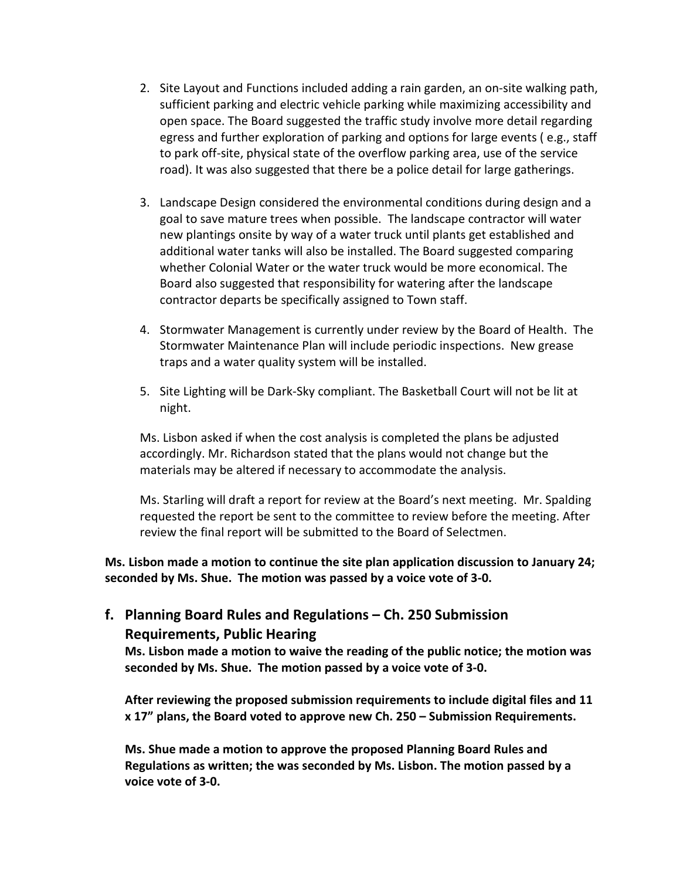2. Site Layout and Functions included adding a rain garden, an on-site walking path, sufficient parking and electric vehicle parking while maximizing accessibility and open space. The Board suggested the traffic study involve more detail regarding egress and further exploration of parking and options for large events ( e.g., staff to park off-site, physical state of the overflow parking area, use of the service road). It was also suggested that there be a police detail for large gatherings.

3. Landscape Design considered the environmental conditions during design and a goal to save mature trees when possible. The landscape contractor will water new plantings onsite by way of a water truck until plants get established and additional water tanks will also be installed. The Board suggested comparing whether Colonial Water or the water truck would be more economical. The Board also suggested that responsibility for watering after the landscape contractor departs be specifically assigned to Town staff.

4. Stormwater Management is currently under review by the Board of Health. The Stormwater Maintenance Plan will include periodic inspections. New grease traps and a water quality system will be installed.

5. Site Lighting will be Dark-Sky compliant. The Basketball Court will not be lit at night.

Ms. Lisbon asked if when the cost analysis is completed the plans be adjusted accordingly. Mr. Richardson stated that the plans would not change but the materials may be altered if necessary to accommodate the analysis.

Ms. Starling will draft a report for review at the Board's next meeting. Mr. Spalding requested the report be sent to the committee to review before the meeting. After review the final report will be submitted to the Board of Selectmen.

**Ms. Lisbon made a motion to continue the site plan application discussion to January 24; seconded by Ms. Shue. The motion was passed by a voice vote of 3-0.**

## f. Planning Board Rules and Regulations – Ch. 250 Submission Requirements, Public Hearing

**Ms. Lisbon made a motion to waive the reading of the public notice; the motion was seconded by Ms. Shue. The motion passed by a voice vote of 3-0.**

**After reviewing the proposed submission requirements to include digital files and 11 x 17" plans, the Board voted to approve new Ch. 250 – Submission Requirements.**

**Ms. Shue made a motion to approve the proposed Planning Board Rules and Regulations as written; the was seconded by Ms. Lisbon. The motion passed by a voice vote of 3-0.**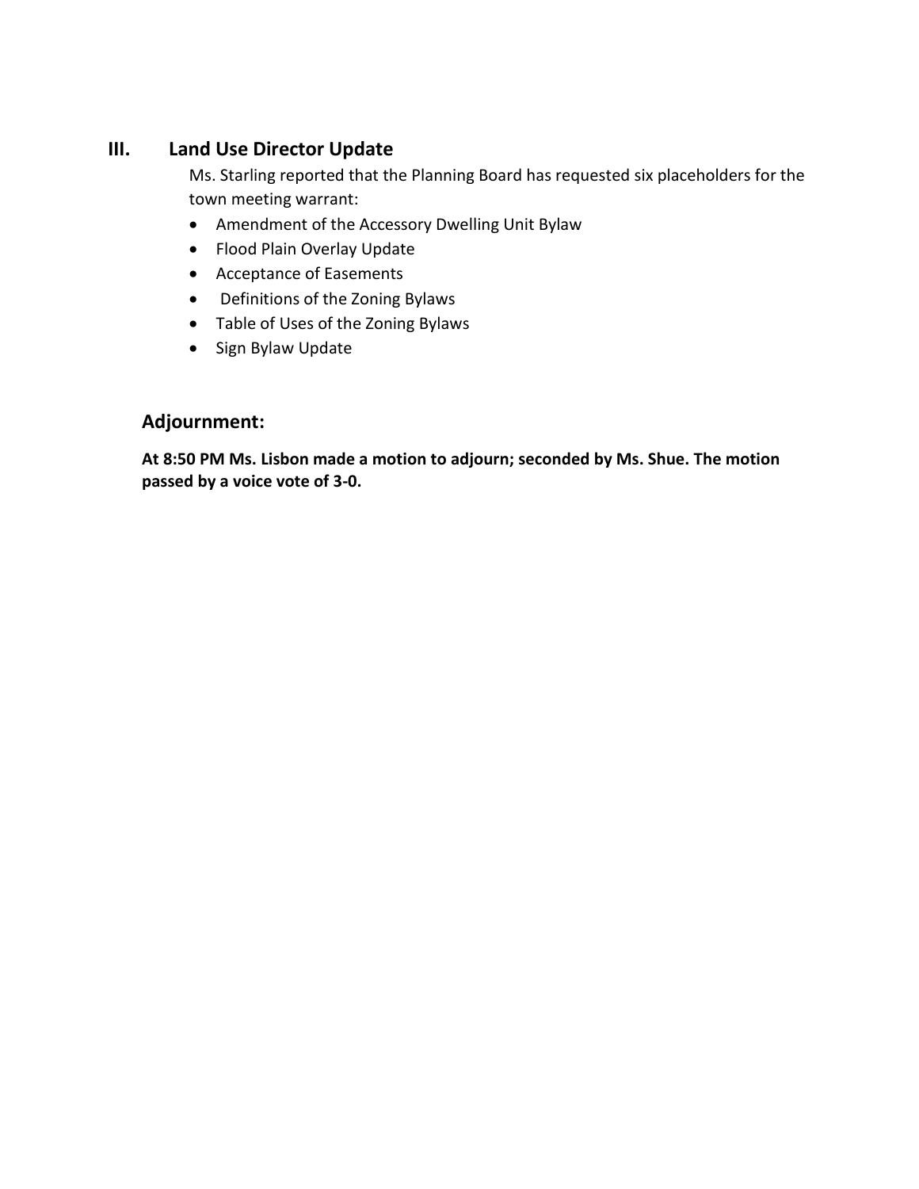## III. Land Use Director Update

Ms. Starling reported that the Planning Board has requested six placeholders for the town meeting warrant:

- Amendment of the Accessory Dwelling Unit Bylaw
- Flood Plain Overlay Update
- Acceptance of Easements
- Definitions of the Zoning Bylaws
- Table of Uses of the Zoning Bylaws
- Sign Bylaw Update

## Adjournment:

**At 8:50 PM Ms. Lisbon made a motion to adjourn; seconded by Ms. Shue. The motion passed by a voice vote of 3-0.**